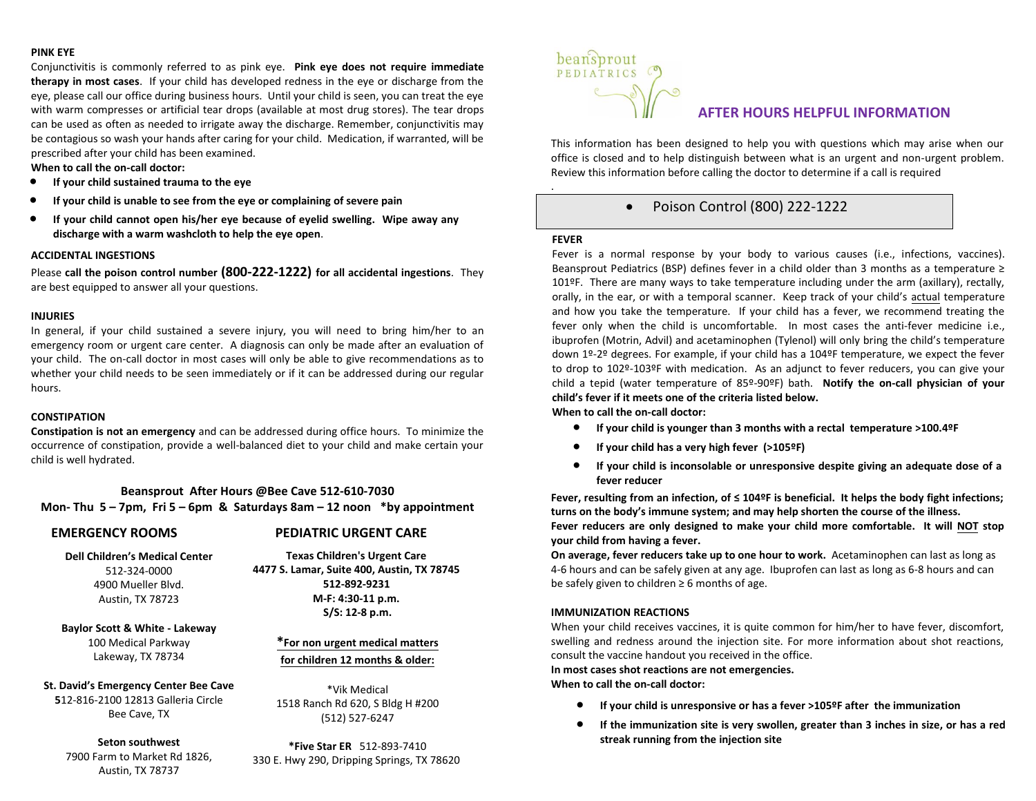beansprout PEDIATRICS

## AFTER HOURS HELPFUL INFORMATION

This information has been designed to help you with questions which may arise when our office is closed and to help distinguish between what is an urgent and non-urgent problem. Review this information before calling the doctor to determine if a call is required

.

- Poison Control (800) 222-1222

### FEVER

Fever is a normal response by your body to various causes (i.e., infections, vaccines). Beansprout Pediatrics (BSP) defines fever in a child older than 3 months as a temperature ≥ 101ºF. There are many ways to take temperature including under the arm (axillary), rectally, orally, in the ear, or with a temporal scanner. Keep track of your child's actual temperature and how you take the temperature. If your child has a fever, we recommend treating the fever only when the child is uncomfortable. In most cases the anti-fever medicine i.e., ibuprofen (Motrin, Advil) and acetaminophen (Tylenol) will only bring the child's temperature down 1º-2º degrees. For example, if your child has a 104ºF temperature, we expect the fever to drop to 102º-103ºF with medication. As an adjunct to fever reducers, you can give your child a tepid (water temperature of 85º-90ºF) bath. **Notify the on-call physician of your child's fever if it meets one of the criteria listed below.**

**When to call the on-call doctor:**

- **If your child is younger than 3 months with a rectal temperature >100.4ºF**
- **If your child has a very high fever (>105ºF)**
- **If your child is inconsolable or unresponsive despite giving an adequate dose of a fever reducer**

**Fever, resulting from an infection, of ≤ 104ºF is beneficial. It helps the body fight infections; turns on the body's immune system; and may help shorten the course of the illness.**

**Fever reducers are only designed to make your child more comfortable. It will NOT stop your child from having a fever.**

**On average, fever reducers take up to one hour to work.** Acetaminophen can last as long as 4-6 hours and can be safely given at any age. Ibuprofen can last as long as 6-8 hours and can be safely given to children ≥ 6 months of age.

### IMMUNIZATION REACTIONS

When your child receives vaccines, it is quite common for him/her to have fever, discomfort, swelling and redness around the injection site. For more information about shot reactions, consult the vaccine handout you received in the office.

**In most cases shot reactions are not emergencies.**

**When to call the on-call doctor:**

- **If your child is unresponsive or has a fever >105ºF after the immunization**
- **If the immunization site is very swollen, greater than 3 inches in size, or has a red streak running from the injection site**

### PINK EYE

Conjunctivitis is commonly referred to as pink eye. **Pink eye does not require immediate therapy in most cases**. If your child has developed redness in the eye or discharge from the eye, please call our office during business hours. Until your child is seen, you can treat the eye with warm compresses or artificial tear drops (available at most drug stores). The tear drops can be used as often as needed to irrigate away the discharge. Remember, conjunctivitis may be contagious so wash your hands after caring for your child. Medication, if warranted, will be prescribed after your child has been examined.

**When to call the on-call doctor:**

- **If your child sustained trauma to the eye**
- **If your child is unable to see from the eye or complaining of severe pain**
- **If your child cannot open his/her eye because of eyelid swelling. Wipe away any discharge with a warm washcloth to help the eye open**.

### ACCIDENTAL INGESTIONS

Please **call the poison control number (800-222-1222) for all accidental ingestions**. They are best equipped to answer all your questions.

### INJURIES

In general, if your child sustained a severe injury, you will need to bring him/her to an emergency room or urgent care center. A diagnosis can only be made after an evaluation of your child. The on-call doctor in most cases will only be able to give recommendations as to whether your child needs to be seen immediately or if it can be addressed during our regular hours.

### CONSTIPATION

**Constipation is not an emergency** and can be addressed during office hours. To minimize the occurrence of constipation, provide a well-balanced diet to your child and make certain your child is well hydrated.

**Beansprout After Hours @Bee Cave 512-610-7030**
**Mon- Thu 5 – 7pm, Fri 5 – 6pm & Saturdays 8am – 12 noon \*by appointment**

### EMERGENCY ROOMS

**Dell Children's Medical Center**
512-324-0000
4900 Mueller Blvd.
Austin, TX 78723

**Baylor Scott & White - Lakeway**
100 Medical Parkway
Lakeway, TX 78734

**St. David's Emergency Center Bee Cave**
512-816-2100 12813 Galleria Circle
Bee Cave, TX

**Seton southwest**
7900 Farm to Market Rd 1826,
Austin, TX 78737

### PEDIATRIC URGENT CARE

**Texas Children's Urgent Care**
**4477 S. Lamar, Suite 400, Austin, TX 78745**
**512-892-9231**
**M-F: 4:30-11 p.m.**
**S/S: 12-8 p.m.**

**\*For non urgent medical matters for children 12 months & older:**

\*Vik Medical
1518 Ranch Rd 620, S Bldg H #200
(512) 527-6247

**\*Five Star ER** 512-893-7410
330 E. Hwy 290, Dripping Springs, TX 78620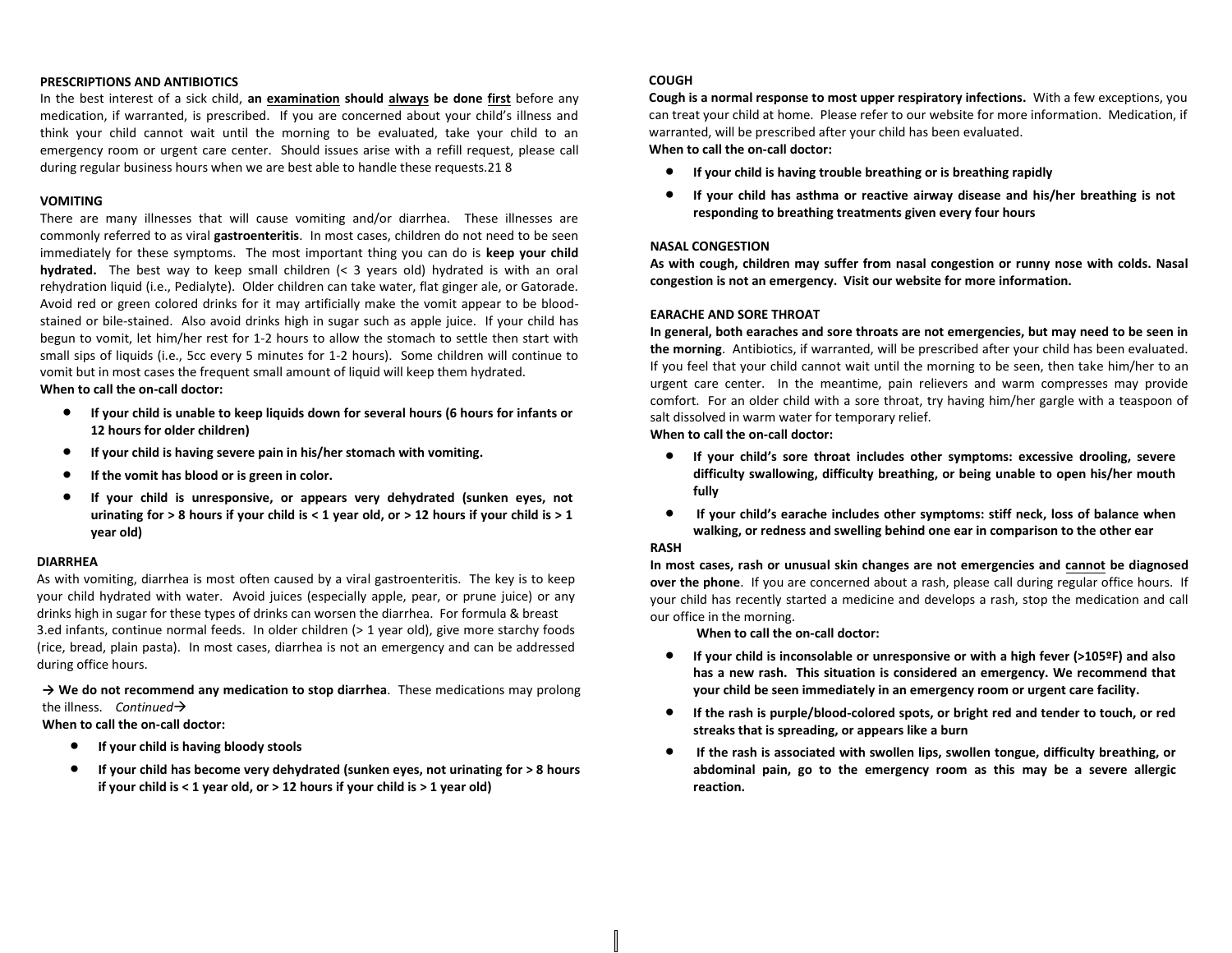## PRESCRIPTIONS AND ANTIBIOTICS

In the best interest of a sick child, **an examination should always be done first** before any medication, if warranted, is prescribed. If you are concerned about your child's illness and think your child cannot wait until the morning to be evaluated, take your child to an emergency room or urgent care center. Should issues arise with a refill request, please call during regular business hours when we are best able to handle these requests.21 8

## VOMITING

There are many illnesses that will cause vomiting and/or diarrhea. These illnesses are commonly referred to as viral **gastroenteritis**. In most cases, children do not need to be seen immediately for these symptoms. The most important thing you can do is **keep your child hydrated.** The best way to keep small children (< 3 years old) hydrated is with an oral rehydration liquid (i.e., Pedialyte). Older children can take water, flat ginger ale, or Gatorade. Avoid red or green colored drinks for it may artificially make the vomit appear to be blood-stained or bile-stained. Also avoid drinks high in sugar such as apple juice. If your child has begun to vomit, let him/her rest for 1-2 hours to allow the stomach to settle then start with small sips of liquids (i.e., 5cc every 5 minutes for 1-2 hours). Some children will continue to vomit but in most cases the frequent small amount of liquid will keep them hydrated.

**When to call the on-call doctor:**

- **If your child is unable to keep liquids down for several hours (6 hours for infants or 12 hours for older children)**
- **If your child is having severe pain in his/her stomach with vomiting.**
- **If the vomit has blood or is green in color.**
- **If your child is unresponsive, or appears very dehydrated (sunken eyes, not urinating for > 8 hours if your child is < 1 year old, or > 12 hours if your child is > 1 year old)**

## DIARRHEA

As with vomiting, diarrhea is most often caused by a viral gastroenteritis. The key is to keep your child hydrated with water. Avoid juices (especially apple, pear, or prune juice) or any drinks high in sugar for these types of drinks can worsen the diarrhea. For formula & breast 3.ed infants, continue normal feeds. In older children (> 1 year old), give more starchy foods (rice, bread, plain pasta). In most cases, diarrhea is not an emergency and can be addressed during office hours.

**→ We do not recommend any medication to stop diarrhea**. These medications may prolong the illness. *Continued*→

**When to call the on-call doctor:**

- **If your child is having bloody stools**
- **If your child has become very dehydrated (sunken eyes, not urinating for > 8 hours if your child is < 1 year old, or > 12 hours if your child is > 1 year old)**

## COUGH

**Cough is a normal response to most upper respiratory infections.** With a few exceptions, you can treat your child at home. Please refer to our website for more information. Medication, if warranted, will be prescribed after your child has been evaluated.

**When to call the on-call doctor:**

- **If your child is having trouble breathing or is breathing rapidly**
- **If your child has asthma or reactive airway disease and his/her breathing is not responding to breathing treatments given every four hours**

## NASAL CONGESTION

**As with cough, children may suffer from nasal congestion or runny nose with colds. Nasal congestion is not an emergency. Visit our website for more information.**

## EARACHE AND SORE THROAT

**In general, both earaches and sore throats are not emergencies, but may need to be seen in the morning**. Antibiotics, if warranted, will be prescribed after your child has been evaluated. If you feel that your child cannot wait until the morning to be seen, then take him/her to an urgent care center. In the meantime, pain relievers and warm compresses may provide comfort. For an older child with a sore throat, try having him/her gargle with a teaspoon of salt dissolved in warm water for temporary relief.

**When to call the on-call doctor:**

- **If your child's sore throat includes other symptoms: excessive drooling, severe difficulty swallowing, difficulty breathing, or being unable to open his/her mouth fully**
- **If your child's earache includes other symptoms: stiff neck, loss of balance when walking, or redness and swelling behind one ear in comparison to the other ear**

## RASH

**In most cases, rash or unusual skin changes are not emergencies and cannot be diagnosed over the phone**. If you are concerned about a rash, please call during regular office hours. If your child has recently started a medicine and develops a rash, stop the medication and call our office in the morning.

**When to call the on-call doctor:**

- **If your child is inconsolable or unresponsive or with a high fever (>105ºF) and also has a new rash. This situation is considered an emergency. We recommend that your child be seen immediately in an emergency room or urgent care facility.**
- **If the rash is purple/blood-colored spots, or bright red and tender to touch, or red streaks that is spreading, or appears like a burn**
- **If the rash is associated with swollen lips, swollen tongue, difficulty breathing, or abdominal pain, go to the emergency room as this may be a severe allergic reaction.**